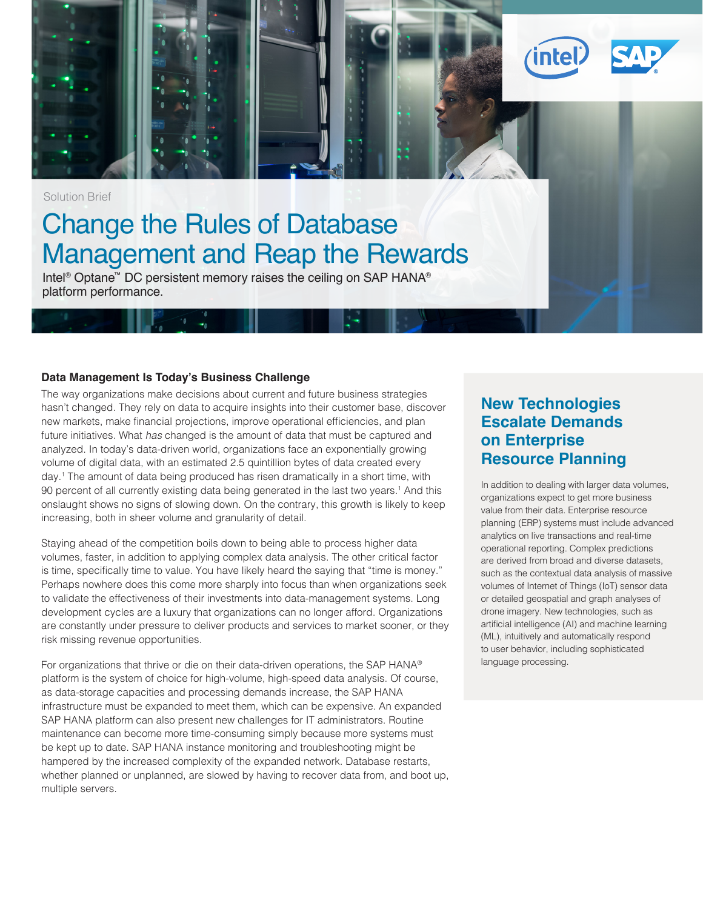Solution Brief

# Change the Rules of Database Management and Reap the Rewards

Intel® Optane™ DC persistent memory raises the ceiling on SAP HANA® platform performance.

## Data Management Is Today's Business Challenge

The way organizations make decisions about current and future business strategies hasn't changed. They rely on data to acquire insights into their customer base, discover new markets, make financial projections, improve operational efficiencies, and plan future initiatives. What *has* changed is the amount of data that must be captured and analyzed. In today's data-driven world, organizations face an exponentially growing volume of digital data, with an estimated 2.5 quintillion bytes of data created every day.[1] The amount of data being produced has risen dramatically in a short time, with 90 percent of all currently existing data being generated in the last two years.[1] And this onslaught shows no signs of slowing down. On the contrary, this growth is likely to keep increasing, both in sheer volume and granularity of detail.

Staying ahead of the competition boils down to being able to process higher data volumes, faster, in addition to applying complex data analysis. The other critical factor is time, specifically time to value. You have likely heard the saying that "time is money." Perhaps nowhere does this come more sharply into focus than when organizations seek to validate the effectiveness of their investments into data-management systems. Long development cycles are a luxury that organizations can no longer afford. Organizations are constantly under pressure to deliver products and services to market sooner, or they risk missing revenue opportunities.

For organizations that thrive or die on their data-driven operations, the SAP HANA® platform is the system of choice for high-volume, high-speed data analysis. Of course, as data-storage capacities and processing demands increase, the SAP HANA infrastructure must be expanded to meet them, which can be expensive. An expanded SAP HANA platform can also present new challenges for IT administrators. Routine maintenance can become more time-consuming simply because more systems must be kept up to date. SAP HANA instance monitoring and troubleshooting might be hampered by the increased complexity of the expanded network. Database restarts, whether planned or unplanned, are slowed by having to recover data from, and boot up, multiple servers.

## New Technologies Escalate Demands on Enterprise Resource Planning

In addition to dealing with larger data volumes, organizations expect to get more business value from their data. Enterprise resource planning (ERP) systems must include advanced analytics on live transactions and real-time operational reporting. Complex predictions are derived from broad and diverse datasets, such as the contextual data analysis of massive volumes of Internet of Things (IoT) sensor data or detailed geospatial and graph analyses of drone imagery. New technologies, such as artificial intelligence (AI) and machine learning (ML), intuitively and automatically respond to user behavior, including sophisticated language processing.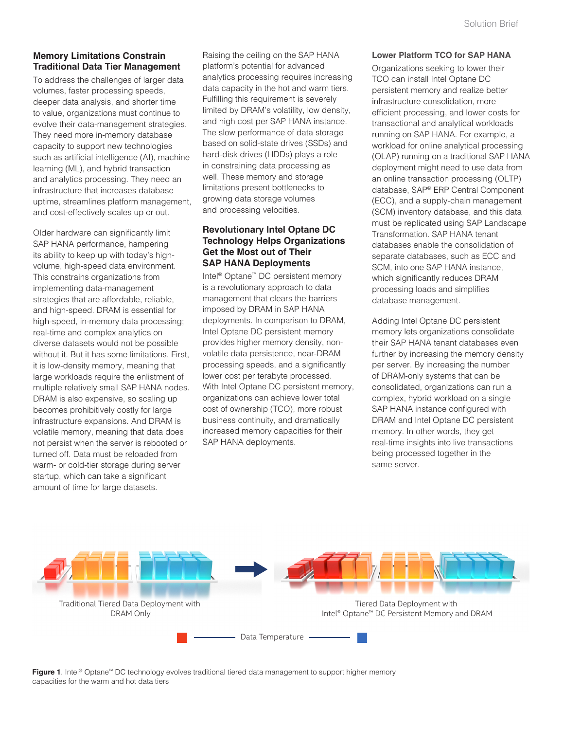## Memory Limitations Constrain Traditional Data Tier Management

To address the challenges of larger data volumes, faster processing speeds, deeper data analysis, and shorter time to value, organizations must continue to evolve their data-management strategies. They need more in-memory database capacity to support new technologies such as artificial intelligence (AI), machine learning (ML), and hybrid transaction and analytics processing. They need an infrastructure that increases database uptime, streamlines platform management, and cost-effectively scales up or out.

Older hardware can significantly limit SAP HANA performance, hampering its ability to keep up with today's high-volume, high-speed data environment. This constrains organizations from implementing data-management strategies that are affordable, reliable, and high-speed. DRAM is essential for high-speed, in-memory data processing; real-time and complex analytics on diverse datasets would not be possible without it. But it has some limitations. First, it is low-density memory, meaning that large workloads require the enlistment of multiple relatively small SAP HANA nodes. DRAM is also expensive, so scaling up becomes prohibitively costly for large infrastructure expansions. And DRAM is volatile memory, meaning that data does not persist when the server is rebooted or turned off. Data must be reloaded from warm- or cold-tier storage during server startup, which can take a significant amount of time for large datasets.

Raising the ceiling on the SAP HANA platform's potential for advanced analytics processing requires increasing data capacity in the hot and warm tiers. Fulfilling this requirement is severely limited by DRAM's volatility, low density, and high cost per SAP HANA instance. The slow performance of data storage based on solid-state drives (SSDs) and hard-disk drives (HDDs) plays a role in constraining data processing as well. These memory and storage limitations present bottlenecks to growing data storage volumes and processing velocities.

## Revolutionary Intel Optane DC Technology Helps Organizations Get the Most out of Their SAP HANA Deployments

Intel® Optane™ DC persistent memory is a revolutionary approach to data management that clears the barriers imposed by DRAM in SAP HANA deployments. In comparison to DRAM, Intel Optane DC persistent memory provides higher memory density, non-volatile data persistence, near-DRAM processing speeds, and a significantly lower cost per terabyte processed. With Intel Optane DC persistent memory, organizations can achieve lower total cost of ownership (TCO), more robust business continuity, and dramatically increased memory capacities for their SAP HANA deployments.

### Lower Platform TCO for SAP HANA

Organizations seeking to lower their TCO can install Intel Optane DC persistent memory and realize better infrastructure consolidation, more efficient processing, and lower costs for transactional and analytical workloads running on SAP HANA. For example, a workload for online analytical processing (OLAP) running on a traditional SAP HANA deployment might need to use data from an online transaction processing (OLTP) database, SAP® ERP Central Component (ECC), and a supply-chain management (SCM) inventory database, and this data must be replicated using SAP Landscape Transformation. SAP HANA tenant databases enable the consolidation of separate databases, such as ECC and SCM, into one SAP HANA instance, which significantly reduces DRAM processing loads and simplifies database management.

Adding Intel Optane DC persistent memory lets organizations consolidate their SAP HANA tenant databases even further by increasing the memory density per server. By increasing the number of DRAM-only systems that can be consolidated, organizations can run a complex, hybrid workload on a single SAP HANA instance configured with DRAM and Intel Optane DC persistent memory. In other words, they get real-time insights into live transactions being processed together in the same server.

Traditional Tiered Data Deployment with DRAM Only

Tiered Data Deployment with Intel® Optane™ DC Persistent Memory and DRAM

Data Temperature

**Figure 1**. Intel® Optane™ DC technology evolves traditional tiered data management to support higher memory capacities for the warm and hot data tiers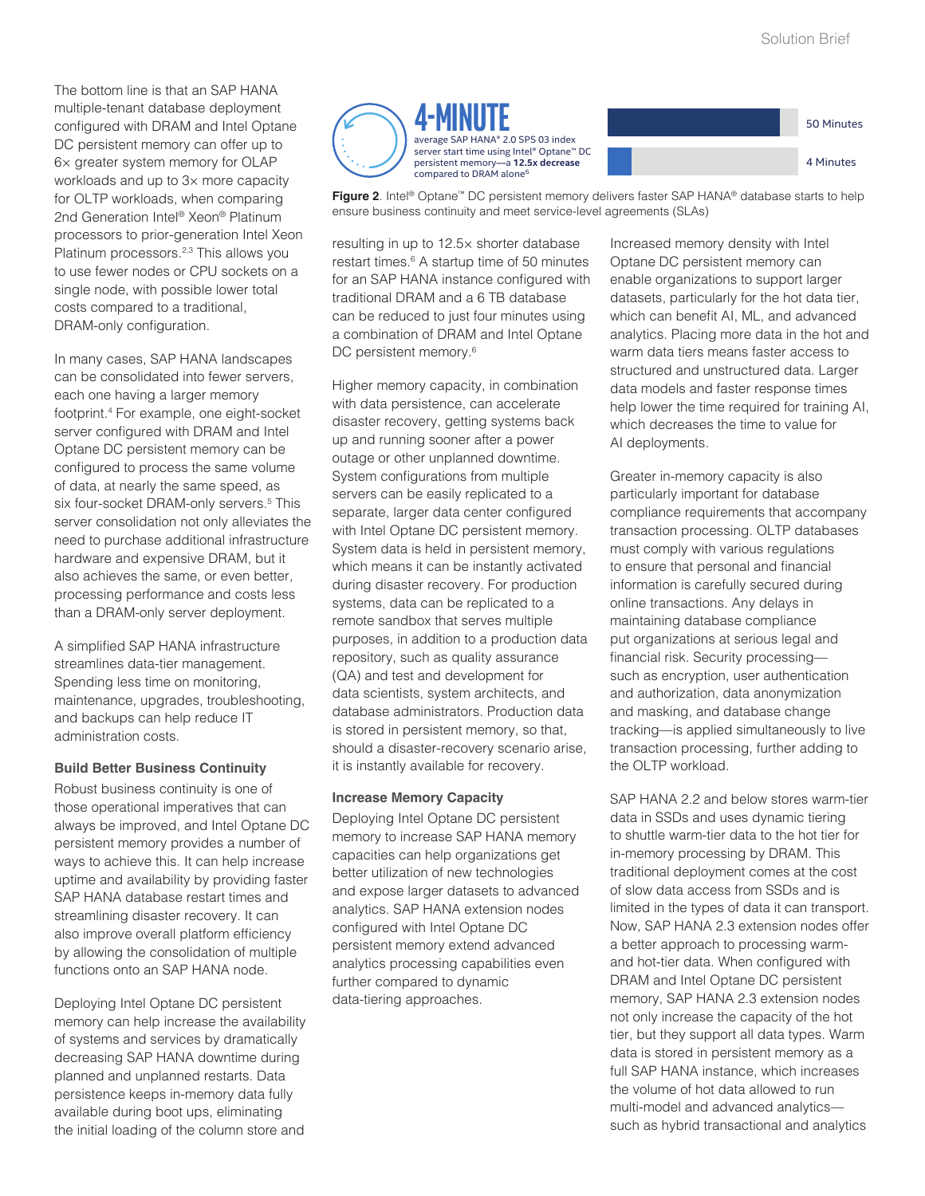The bottom line is that an SAP HANA multiple-tenant database deployment configured with DRAM and Intel Optane DC persistent memory can offer up to 6× greater system memory for OLAP workloads and up to 3× more capacity for OLTP workloads, when comparing 2nd Generation Intel® Xeon® Platinum processors to prior-generation Intel Xeon Platinum processors.[2,3] This allows you to use fewer nodes or CPU sockets on a single node, with possible lower total costs compared to a traditional, DRAM-only configuration.

In many cases, SAP HANA landscapes can be consolidated into fewer servers, each one having a larger memory footprint.[4] For example, one eight-socket server configured with DRAM and Intel Optane DC persistent memory can be configured to process the same volume of data, at nearly the same speed, as six four-socket DRAM-only servers.[5] This server consolidation not only alleviates the need to purchase additional infrastructure hardware and expensive DRAM, but it also achieves the same, or even better, processing performance and costs less than a DRAM-only server deployment.

A simplified SAP HANA infrastructure streamlines data-tier management. Spending less time on monitoring, maintenance, upgrades, troubleshooting, and backups can help reduce IT administration costs.

### Build Better Business Continuity

Robust business continuity is one of those operational imperatives that can always be improved, and Intel Optane DC persistent memory provides a number of ways to achieve this. It can help increase uptime and availability by providing faster SAP HANA database restart times and streamlining disaster recovery. It can also improve overall platform efficiency by allowing the consolidation of multiple functions onto an SAP HANA node.

Deploying Intel Optane DC persistent memory can help increase the availability of systems and services by dramatically decreasing SAP HANA downtime during planned and unplanned restarts. Data persistence keeps in-memory data fully available during boot ups, eliminating the initial loading of the column store and resulting in up to 12.5× shorter database restart times.[6] A startup time of 50 minutes for an SAP HANA instance configured with traditional DRAM and a 6 TB database can be reduced to just four minutes using a combination of DRAM and Intel Optane DC persistent memory.[6]

4-MINUTE

average SAP HANA® 2.0 SPS 03 index server start time using Intel® Optane™ DC persistent memory—a **12.5x decrease** compared to DRAM alone[6]

50 Minutes

4 Minutes

**Figure 2**. Intel® Optane™ DC persistent memory delivers faster SAP HANA® database starts to help ensure business continuity and meet service-level agreements (SLAs)

Higher memory capacity, in combination with data persistence, can accelerate disaster recovery, getting systems back up and running sooner after a power outage or other unplanned downtime. System configurations from multiple servers can be easily replicated to a separate, larger data center configured with Intel Optane DC persistent memory. System data is held in persistent memory, which means it can be instantly activated during disaster recovery. For production systems, data can be replicated to a remote sandbox that serves multiple purposes, in addition to a production data repository, such as quality assurance (QA) and test and development for data scientists, system architects, and database administrators. Production data is stored in persistent memory, so that, should a disaster-recovery scenario arise, it is instantly available for recovery.

### Increase Memory Capacity

Deploying Intel Optane DC persistent memory to increase SAP HANA memory capacities can help organizations get better utilization of new technologies and expose larger datasets to advanced analytics. SAP HANA extension nodes configured with Intel Optane DC persistent memory extend advanced analytics processing capabilities even further compared to dynamic data-tiering approaches.

Increased memory density with Intel Optane DC persistent memory can enable organizations to support larger datasets, particularly for the hot data tier, which can benefit AI, ML, and advanced analytics. Placing more data in the hot and warm data tiers means faster access to structured and unstructured data. Larger data models and faster response times help lower the time required for training AI, which decreases the time to value for AI deployments.

Greater in-memory capacity is also particularly important for database compliance requirements that accompany transaction processing. OLTP databases must comply with various regulations to ensure that personal and financial information is carefully secured during online transactions. Any delays in maintaining database compliance put organizations at serious legal and financial risk. Security processing—such as encryption, user authentication and authorization, data anonymization and masking, and database change tracking—is applied simultaneously to live transaction processing, further adding to the OLTP workload.

SAP HANA 2.2 and below stores warm-tier data in SSDs and uses dynamic tiering to shuttle warm-tier data to the hot tier for in-memory processing by DRAM. This traditional deployment comes at the cost of slow data access from SSDs and is limited in the types of data it can transport. Now, SAP HANA 2.3 extension nodes offer a better approach to processing warm- and hot-tier data. When configured with DRAM and Intel Optane DC persistent memory, SAP HANA 2.3 extension nodes not only increase the capacity of the hot tier, but they support all data types. Warm data is stored in persistent memory as a full SAP HANA instance, which increases the volume of hot data allowed to run multi-model and advanced analytics—such as hybrid transactional and analytics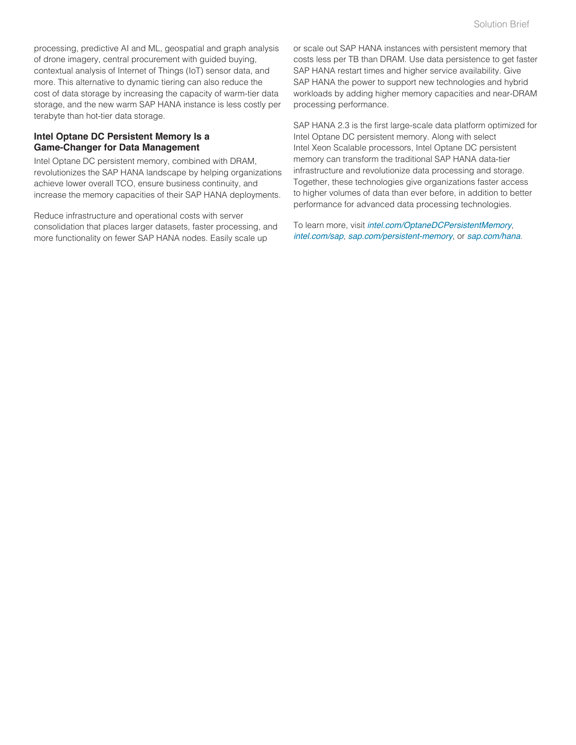processing, predictive AI and ML, geospatial and graph analysis of drone imagery, central procurement with guided buying, contextual analysis of Internet of Things (IoT) sensor data, and more. This alternative to dynamic tiering can also reduce the cost of data storage by increasing the capacity of warm-tier data storage, and the new warm SAP HANA instance is less costly per terabyte than hot-tier data storage.

### Intel Optane DC Persistent Memory Is a Game-Changer for Data Management

Intel Optane DC persistent memory, combined with DRAM, revolutionizes the SAP HANA landscape by helping organizations achieve lower overall TCO, ensure business continuity, and increase the memory capacities of their SAP HANA deployments.

Reduce infrastructure and operational costs with server consolidation that places larger datasets, faster processing, and more functionality on fewer SAP HANA nodes. Easily scale up or scale out SAP HANA instances with persistent memory that costs less per TB than DRAM. Use data persistence to get faster SAP HANA restart times and higher service availability. Give SAP HANA the power to support new technologies and hybrid workloads by adding higher memory capacities and near-DRAM processing performance.

SAP HANA 2.3 is the first large-scale data platform optimized for Intel Optane DC persistent memory. Along with select Intel Xeon Scalable processors, Intel Optane DC persistent memory can transform the traditional SAP HANA data-tier infrastructure and revolutionize data processing and storage. Together, these technologies give organizations faster access to higher volumes of data than ever before, in addition to better performance for advanced data processing technologies.

To learn more, visit *intel.com/OptaneDCPersistentMemory*, *intel.com/sap*, *sap.com/persistent-memory*, or *sap.com/hana.*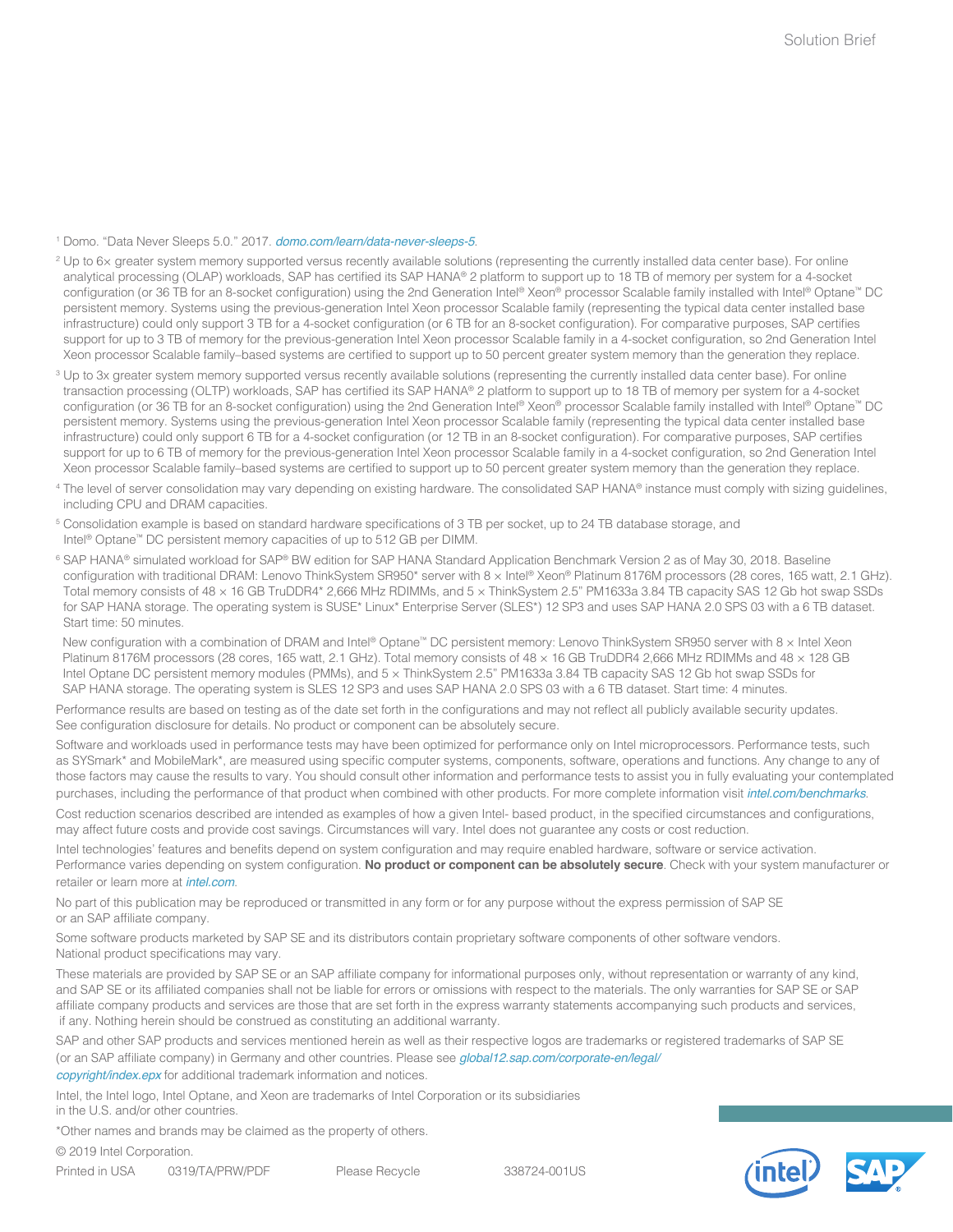[1] Domo. “Data Never Sleeps 5.0.” 2017. *domo.com/learn/data-never-sleeps-5*.

[2] Up to 6× greater system memory supported versus recently available solutions (representing the currently installed data center base). For online analytical processing (OLAP) workloads, SAP has certified its SAP HANA® 2 platform to support up to 18 TB of memory per system for a 4-socket configuration (or 36 TB for an 8-socket configuration) using the 2nd Generation Intel® Xeon® processor Scalable family installed with Intel® Optane™ DC persistent memory. Systems using the previous-generation Intel Xeon processor Scalable family (representing the typical data center installed base infrastructure) could only support 3 TB for a 4-socket configuration (or 6 TB for an 8-socket configuration). For comparative purposes, SAP certifies support for up to 3 TB of memory for the previous-generation Intel Xeon processor Scalable family in a 4-socket configuration, so 2nd Generation Intel Xeon processor Scalable family–based systems are certified to support up to 50 percent greater system memory than the generation they replace.

[3] Up to 3x greater system memory supported versus recently available solutions (representing the currently installed data center base). For online transaction processing (OLTP) workloads, SAP has certified its SAP HANA® 2 platform to support up to 18 TB of memory per system for a 4-socket configuration (or 36 TB for an 8-socket configuration) using the 2nd Generation Intel® Xeon® processor Scalable family installed with Intel® Optane™ DC persistent memory. Systems using the previous-generation Intel Xeon processor Scalable family (representing the typical data center installed base infrastructure) could only support 6 TB for a 4-socket configuration (or 12 TB in an 8-socket configuration). For comparative purposes, SAP certifies support for up to 6 TB of memory for the previous-generation Intel Xeon processor Scalable family in a 4-socket configuration, so 2nd Generation Intel Xeon processor Scalable family–based systems are certified to support up to 50 percent greater system memory than the generation they replace.

[4] The level of server consolidation may vary depending on existing hardware. The consolidated SAP HANA® instance must comply with sizing guidelines, including CPU and DRAM capacities.

[5] Consolidation example is based on standard hardware specifications of 3 TB per socket, up to 24 TB database storage, and Intel® Optane™ DC persistent memory capacities of up to 512 GB per DIMM.

[6] SAP HANA® simulated workload for SAP® BW edition for SAP HANA Standard Application Benchmark Version 2 as of May 30, 2018. Baseline configuration with traditional DRAM: Lenovo ThinkSystem SR950* server with 8 × Intel® Xeon® Platinum 8176M processors (28 cores, 165 watt, 2.1 GHz). Total memory consists of 48 × 16 GB TruDDR4* 2,666 MHz RDIMMs, and 5 × ThinkSystem 2.5” PM1633a 3.84 TB capacity SAS 12 Gb hot swap SSDs for SAP HANA storage. The operating system is SUSE* Linux* Enterprise Server (SLES*) 12 SP3 and uses SAP HANA 2.0 SPS 03 with a 6 TB dataset. Start time: 50 minutes.

New configuration with a combination of DRAM and Intel® Optane™ DC persistent memory: Lenovo ThinkSystem SR950 server with 8 × Intel Xeon Platinum 8176M processors (28 cores, 165 watt, 2.1 GHz). Total memory consists of 48 × 16 GB TruDDR4 2,666 MHz RDIMMs and 48 × 128 GB Intel Optane DC persistent memory modules (PMMs), and 5 × ThinkSystem 2.5” PM1633a 3.84 TB capacity SAS 12 Gb hot swap SSDs for SAP HANA storage. The operating system is SLES 12 SP3 and uses SAP HANA 2.0 SPS 03 with a 6 TB dataset. Start time: 4 minutes.

Performance results are based on testing as of the date set forth in the configurations and may not reflect all publicly available security updates. See configuration disclosure for details. No product or component can be absolutely secure.

Software and workloads used in performance tests may have been optimized for performance only on Intel microprocessors. Performance tests, such as SYSmark* and MobileMark*, are measured using specific computer systems, components, software, operations and functions. Any change to any of those factors may cause the results to vary. You should consult other information and performance tests to assist you in fully evaluating your contemplated purchases, including the performance of that product when combined with other products. For more complete information visit *intel.com/benchmarks*.

Cost reduction scenarios described are intended as examples of how a given Intel- based product, in the specified circumstances and configurations, may affect future costs and provide cost savings. Circumstances will vary. Intel does not guarantee any costs or cost reduction.

Intel technologies’ features and benefits depend on system configuration and may require enabled hardware, software or service activation. Performance varies depending on system configuration. **No product or component can be absolutely secure**. Check with your system manufacturer or retailer or learn more at *intel.com*.

No part of this publication may be reproduced or transmitted in any form or for any purpose without the express permission of SAP SE or an SAP affiliate company.

Some software products marketed by SAP SE and its distributors contain proprietary software components of other software vendors. National product specifications may vary.

These materials are provided by SAP SE or an SAP affiliate company for informational purposes only, without representation or warranty of any kind, and SAP SE or its affiliated companies shall not be liable for errors or omissions with respect to the materials. The only warranties for SAP SE or SAP affiliate company products and services are those that are set forth in the express warranty statements accompanying such products and services, if any. Nothing herein should be construed as constituting an additional warranty.

SAP and other SAP products and services mentioned herein as well as their respective logos are trademarks or registered trademarks of SAP SE (or an SAP affiliate company) in Germany and other countries. Please see *global12.sap.com/corporate-en/legal/copyright/index.epx* for additional trademark information and notices.

Intel, the Intel logo, Intel Optane, and Xeon are trademarks of Intel Corporation or its subsidiaries in the U.S. and/or other countries.

*Other names and brands may be claimed as the property of others.

© 2019 Intel Corporation.

Printed in USA 0319/TA/PRW/PDF Please Recycle 338724-001US